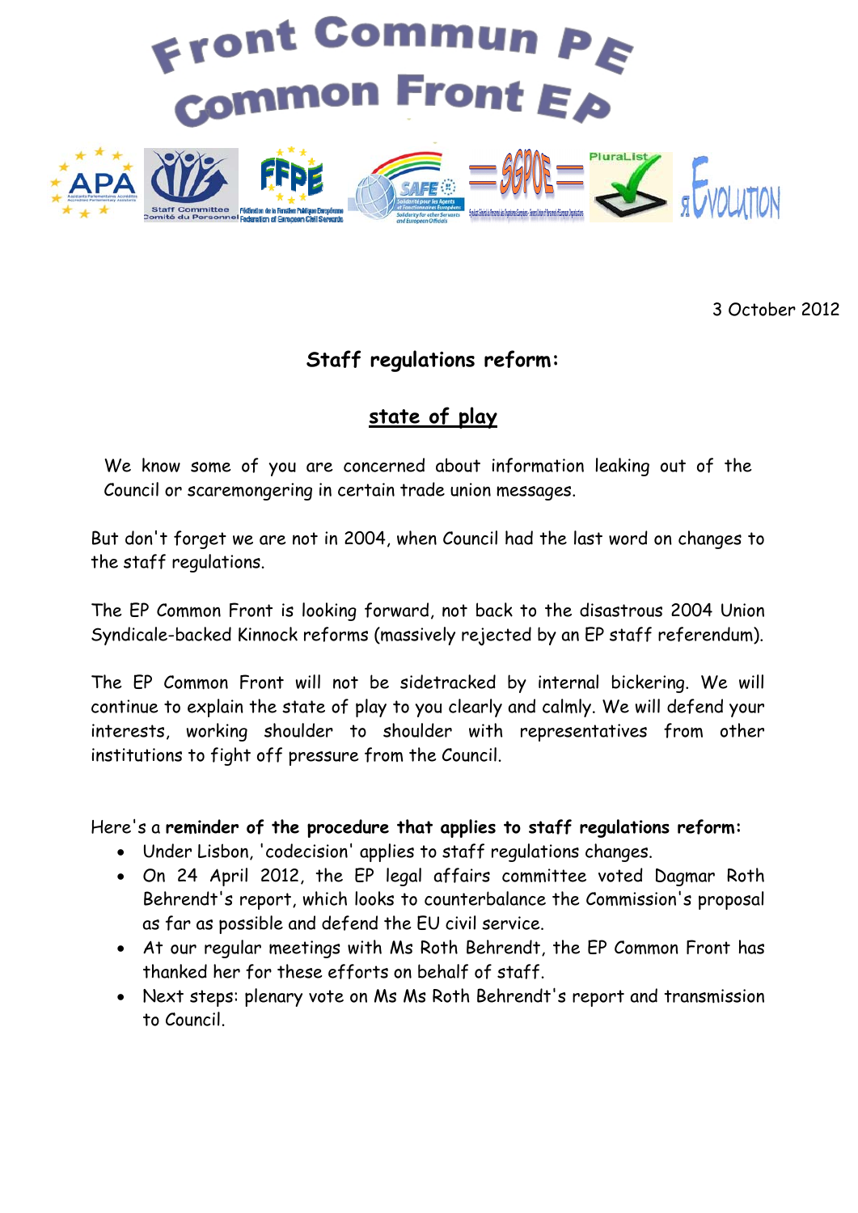# Front Commun PE
# Common Front EP

APA | Staff Committee / Comité du Personnel | FFPE | SAFE | SGPOE | PluraList | яEVOLUTION

3 October 2012

## Staff regulations reform:

## state of play

We know some of you are concerned about information leaking out of the Council or scaremongering in certain trade union messages.

But don't forget we are not in 2004, when Council had the last word on changes to the staff regulations.

The EP Common Front is looking forward, not back to the disastrous 2004 Union Syndicale-backed Kinnock reforms (massively rejected by an EP staff referendum).

The EP Common Front will not be sidetracked by internal bickering. We will continue to explain the state of play to you clearly and calmly. We will defend your interests, working shoulder to shoulder with representatives from other institutions to fight off pressure from the Council.

Here's a **reminder of the procedure that applies to staff regulations reform:**

- Under Lisbon, 'codecision' applies to staff regulations changes.
- On 24 April 2012, the EP legal affairs committee voted Dagmar Roth Behrendt's report, which looks to counterbalance the Commission's proposal as far as possible and defend the EU civil service.
- At our regular meetings with Ms Roth Behrendt, the EP Common Front has thanked her for these efforts on behalf of staff.
- Next steps: plenary vote on Ms Ms Roth Behrendt's report and transmission to Council.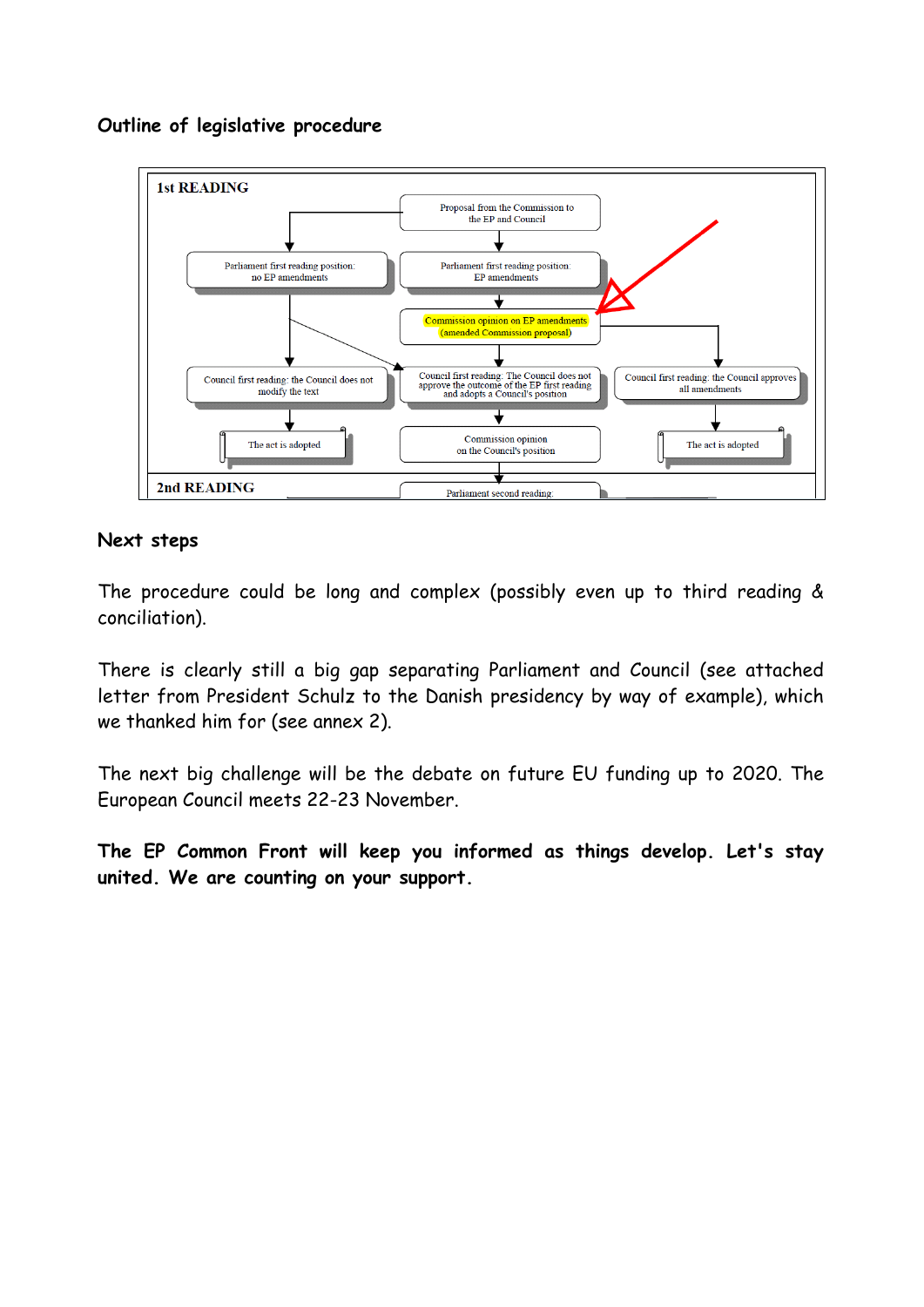## Outline of legislative procedure

1st READING

Proposal from the Commission to the EP and Council

Parliament first reading position: no EP amendments

Parliament first reading position: EP amendments

Commission opinion on EP amendments (amended Commission proposal)

Council first reading: the Council does not modify the text

Council first reading: The Council does not approve the outcome of the EP first reading and adopts a Council's position

Council first reading: the Council approves all amendments

The act is adopted

Commission opinion on the Council's position

The act is adopted

2nd READING

Parliament second reading:

## Next steps

The procedure could be long and complex (possibly even up to third reading & conciliation).

There is clearly still a big gap separating Parliament and Council (see attached letter from President Schulz to the Danish presidency by way of example), which we thanked him for (see annex 2).

The next big challenge will be the debate on future EU funding up to 2020. The European Council meets 22-23 November.

**The EP Common Front will keep you informed as things develop. Let's stay united. We are counting on your support.**